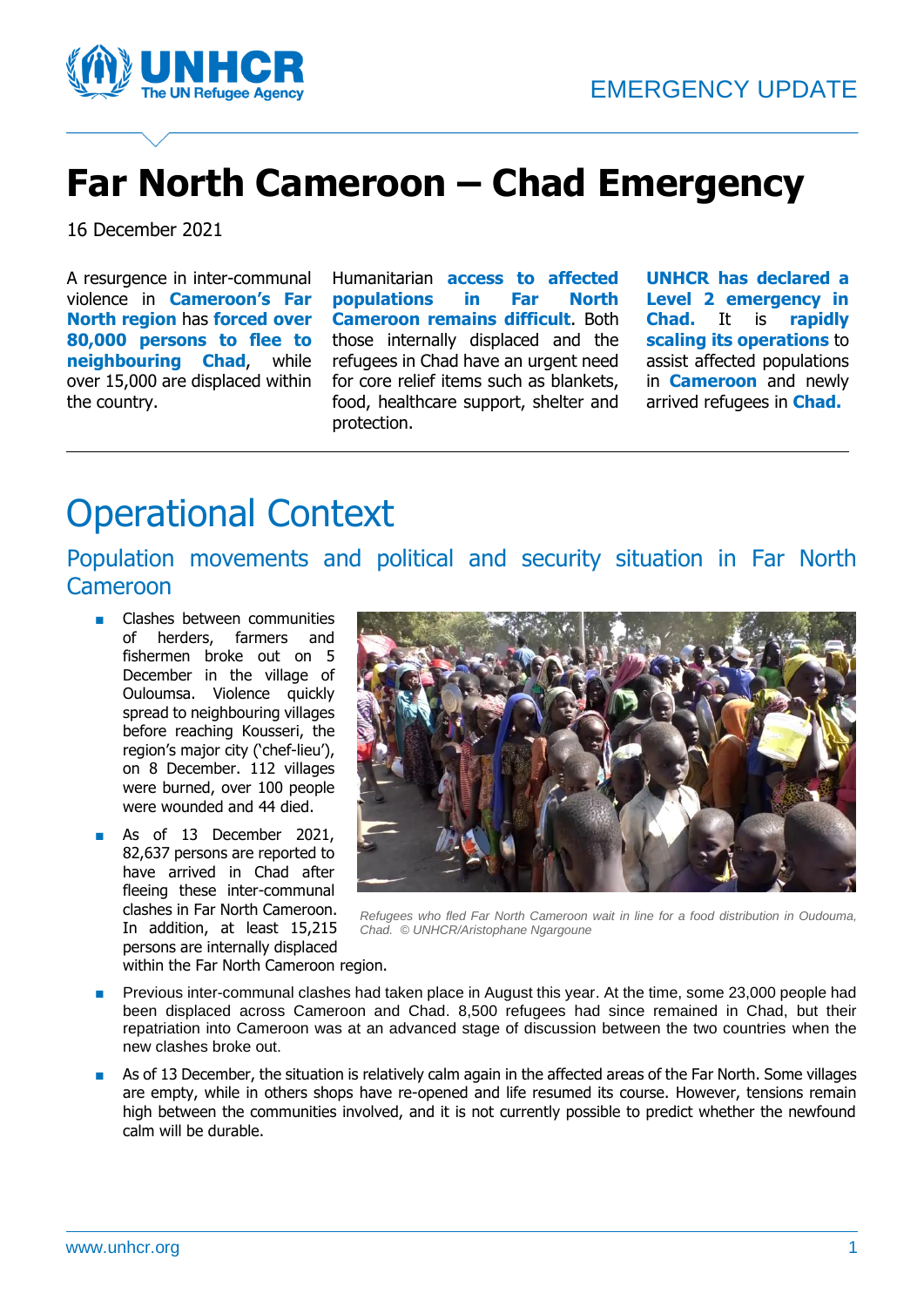EMERGENCY UPDATE

# Far North Cameroon – Chad Emergency

16 December 2021

A resurgence in inter-communal violence in **Cameroon's Far North region** has **forced over 80,000 persons to flee to neighbouring Chad**, while over 15,000 are displaced within the country.

Humanitarian **access to affected populations in Far North Cameroon remains difficult**. Both those internally displaced and the refugees in Chad have an urgent need for core relief items such as blankets, food, healthcare support, shelter and protection.

**UNHCR has declared a Level 2 emergency in Chad.** It is **rapidly scaling its operations** to assist affected populations in **Cameroon** and newly arrived refugees in **Chad.**

# Operational Context

## Population movements and political and security situation in Far North Cameroon

- Clashes between communities of herders, farmers and fishermen broke out on 5 December in the village of Ouloumsa. Violence quickly spread to neighbouring villages before reaching Kousseri, the region's major city ('chef-lieu'), on 8 December. 112 villages were burned, over 100 people were wounded and 44 died.
- As of 13 December 2021, 82,637 persons are reported to have arrived in Chad after fleeing these inter-communal clashes in Far North Cameroon. In addition, at least 15,215 persons are internally displaced within the Far North Cameroon region.

*Refugees who fled Far North Cameroon wait in line for a food distribution in Oudouma, Chad. © UNHCR/Aristophane Ngargoune*

- Previous inter-communal clashes had taken place in August this year. At the time, some 23,000 people had been displaced across Cameroon and Chad. 8,500 refugees had since remained in Chad, but their repatriation into Cameroon was at an advanced stage of discussion between the two countries when the new clashes broke out.
- As of 13 December, the situation is relatively calm again in the affected areas of the Far North. Some villages are empty, while in others shops have re-opened and life resumed its course. However, tensions remain high between the communities involved, and it is not currently possible to predict whether the newfound calm will be durable.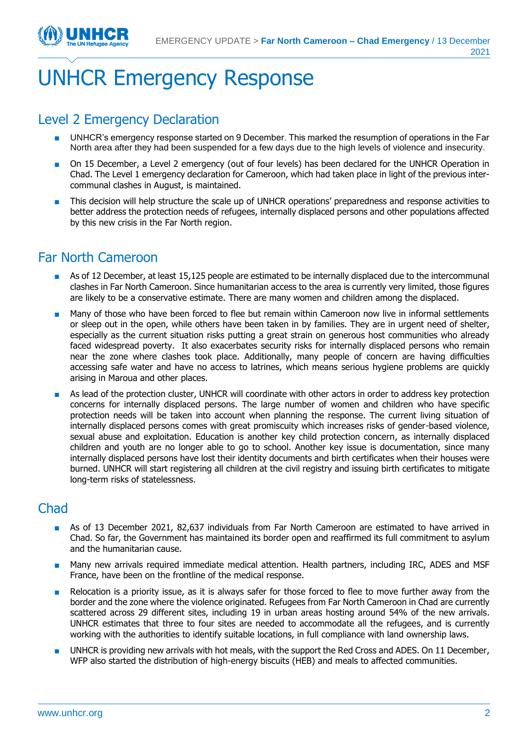# UNHCR Emergency Response

## Level 2 Emergency Declaration

- UNHCR's emergency response started on 9 December. This marked the resumption of operations in the Far North area after they had been suspended for a few days due to the high levels of violence and insecurity.
- On 15 December, a Level 2 emergency (out of four levels) has been declared for the UNHCR Operation in Chad. The Level 1 emergency declaration for Cameroon, which had taken place in light of the previous inter-communal clashes in August, is maintained.
- This decision will help structure the scale up of UNHCR operations' preparedness and response activities to better address the protection needs of refugees, internally displaced persons and other populations affected by this new crisis in the Far North region.

## Far North Cameroon

- As of 12 December, at least 15,125 people are estimated to be internally displaced due to the intercommunal clashes in Far North Cameroon. Since humanitarian access to the area is currently very limited, those figures are likely to be a conservative estimate. There are many women and children among the displaced.
- Many of those who have been forced to flee but remain within Cameroon now live in informal settlements or sleep out in the open, while others have been taken in by families. They are in urgent need of shelter, especially as the current situation risks putting a great strain on generous host communities who already faced widespread poverty. It also exacerbates security risks for internally displaced persons who remain near the zone where clashes took place. Additionally, many people of concern are having difficulties accessing safe water and have no access to latrines, which means serious hygiene problems are quickly arising in Maroua and other places.
- As lead of the protection cluster, UNHCR will coordinate with other actors in order to address key protection concerns for internally displaced persons. The large number of women and children who have specific protection needs will be taken into account when planning the response. The current living situation of internally displaced persons comes with great promiscuity which increases risks of gender-based violence, sexual abuse and exploitation. Education is another key child protection concern, as internally displaced children and youth are no longer able to go to school. Another key issue is documentation, since many internally displaced persons have lost their identity documents and birth certificates when their houses were burned. UNHCR will start registering all children at the civil registry and issuing birth certificates to mitigate long-term risks of statelessness.

## Chad

- As of 13 December 2021, 82,637 individuals from Far North Cameroon are estimated to have arrived in Chad. So far, the Government has maintained its border open and reaffirmed its full commitment to asylum and the humanitarian cause.
- Many new arrivals required immediate medical attention. Health partners, including IRC, ADES and MSF France, have been on the frontline of the medical response.
- Relocation is a priority issue, as it is always safer for those forced to flee to move further away from the border and the zone where the violence originated. Refugees from Far North Cameroon in Chad are currently scattered across 29 different sites, including 19 in urban areas hosting around 54% of the new arrivals. UNHCR estimates that three to four sites are needed to accommodate all the refugees, and is currently working with the authorities to identify suitable locations, in full compliance with land ownership laws.
- UNHCR is providing new arrivals with hot meals, with the support the Red Cross and ADES. On 11 December, WFP also started the distribution of high-energy biscuits (HEB) and meals to affected communities.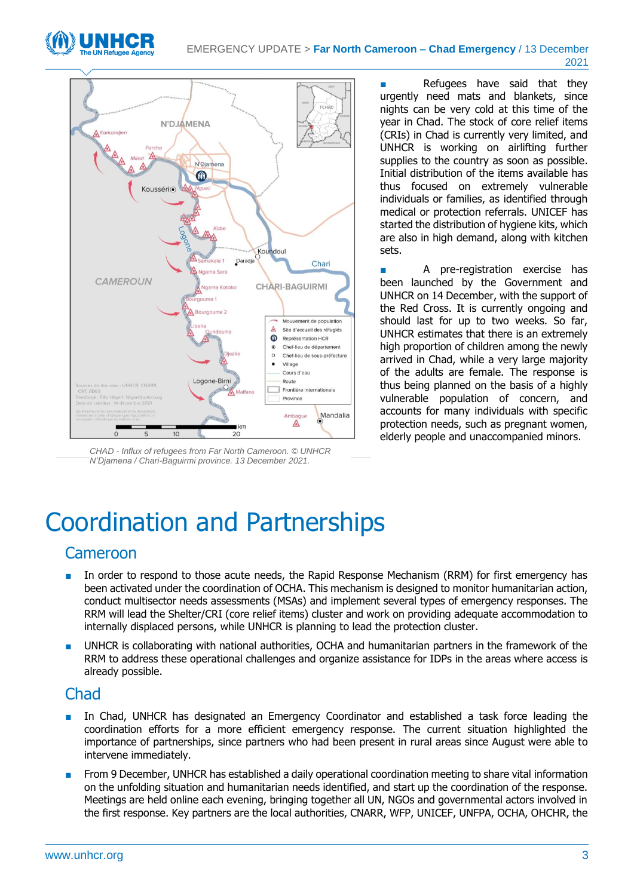CHAD - Influx of refugees from Far North Cameroon. © UNHCR N'Djamena / Chari-Baguirmi province. 13 December 2021.

- Refugees have said that they urgently need mats and blankets, since nights can be very cold at this time of the year in Chad. The stock of core relief items (CRIs) in Chad is currently very limited, and UNHCR is working on airlifting further supplies to the country as soon as possible. Initial distribution of the items available has thus focused on extremely vulnerable individuals or families, as identified through medical or protection referrals. UNICEF has started the distribution of hygiene kits, which are also in high demand, along with kitchen sets.
- A pre-registration exercise has been launched by the Government and UNHCR on 14 December, with the support of the Red Cross. It is currently ongoing and should last for up to two weeks. So far, UNHCR estimates that there is an extremely high proportion of children among the newly arrived in Chad, while a very large majority of the adults are female. The response is thus being planned on the basis of a highly vulnerable population of concern, and accounts for many individuals with specific protection needs, such as pregnant women, elderly people and unaccompanied minors.

# Coordination and Partnerships

## Cameroon

- In order to respond to those acute needs, the Rapid Response Mechanism (RRM) for first emergency has been activated under the coordination of OCHA. This mechanism is designed to monitor humanitarian action, conduct multisector needs assessments (MSAs) and implement several types of emergency responses. The RRM will lead the Shelter/CRI (core relief items) cluster and work on providing adequate accommodation to internally displaced persons, while UNHCR is planning to lead the protection cluster.
- UNHCR is collaborating with national authorities, OCHA and humanitarian partners in the framework of the RRM to address these operational challenges and organize assistance for IDPs in the areas where access is already possible.

## Chad

- In Chad, UNHCR has designated an Emergency Coordinator and established a task force leading the coordination efforts for a more efficient emergency response. The current situation highlighted the importance of partnerships, since partners who had been present in rural areas since August were able to intervene immediately.
- From 9 December, UNHCR has established a daily operational coordination meeting to share vital information on the unfolding situation and humanitarian needs identified, and start up the coordination of the response. Meetings are held online each evening, bringing together all UN, NGOs and governmental actors involved in the first response. Key partners are the local authorities, CNARR, WFP, UNICEF, UNFPA, OCHA, OHCHR, the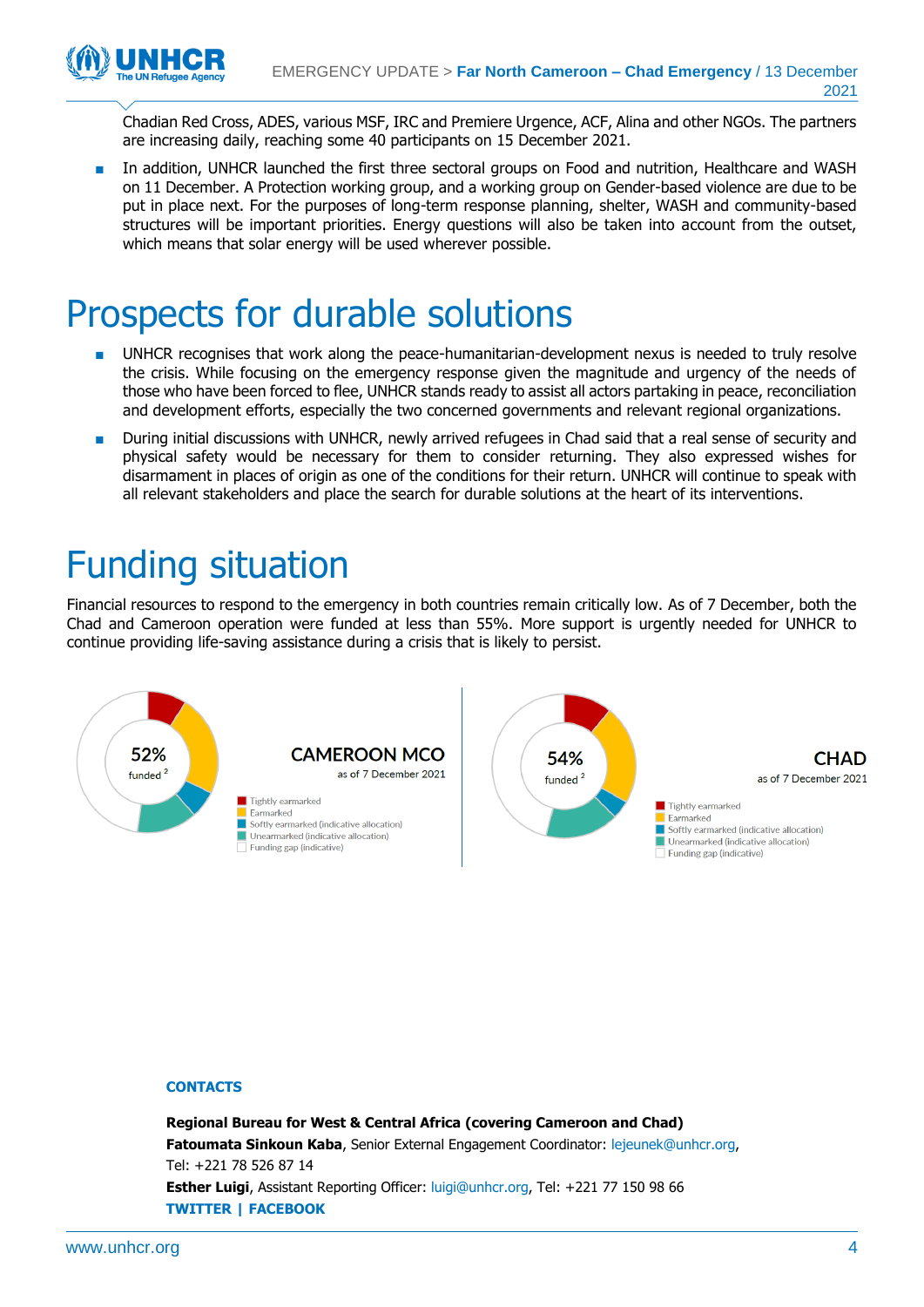Chadian Red Cross, ADES, various MSF, IRC and Premiere Urgence, ACF, Alina and other NGOs. The partners are increasing daily, reaching some 40 participants on 15 December 2021.

- In addition, UNHCR launched the first three sectoral groups on Food and nutrition, Healthcare and WASH on 11 December. A Protection working group, and a working group on Gender-based violence are due to be put in place next. For the purposes of long-term response planning, shelter, WASH and community-based structures will be important priorities. Energy questions will also be taken into account from the outset, which means that solar energy will be used wherever possible.

# Prospects for durable solutions

- UNHCR recognises that work along the peace-humanitarian-development nexus is needed to truly resolve the crisis. While focusing on the emergency response given the magnitude and urgency of the needs of those who have been forced to flee, UNHCR stands ready to assist all actors partaking in peace, reconciliation and development efforts, especially the two concerned governments and relevant regional organizations.
- During initial discussions with UNHCR, newly arrived refugees in Chad said that a real sense of security and physical safety would be necessary for them to consider returning. They also expressed wishes for disarmament in places of origin as one of the conditions for their return. UNHCR will continue to speak with all relevant stakeholders and place the search for durable solutions at the heart of its interventions.

# Funding situation

Financial resources to respond to the emergency in both countries remain critically low. As of 7 December, both the Chad and Cameroon operation were funded at less than 55%. More support is urgently needed for UNHCR to continue providing life-saving assistance during a crisis that is likely to persist.

52%
funded [2]

**CAMEROON MCO**
as of 7 December 2021

Tightly earmarked
Earmarked
Softly earmarked (indicative allocation)
Unearmarked (indicative allocation)
Funding gap (indicative)

54%
funded [2]

**CHAD**
as of 7 December 2021

Tightly earmarked
Earmarked
Softly earmarked (indicative allocation)
Unearmarked (indicative allocation)
Funding gap (indicative)

**CONTACTS**

**Regional Bureau for West & Central Africa (covering Cameroon and Chad)**
**Fatoumata Sinkoun Kaba**, Senior External Engagement Coordinator: lejeunek@unhcr.org, Tel: +221 78 526 87 14
**Esther Luigi**, Assistant Reporting Officer: luigi@unhcr.org, Tel: +221 77 150 98 66
**TWITTER | FACEBOOK**